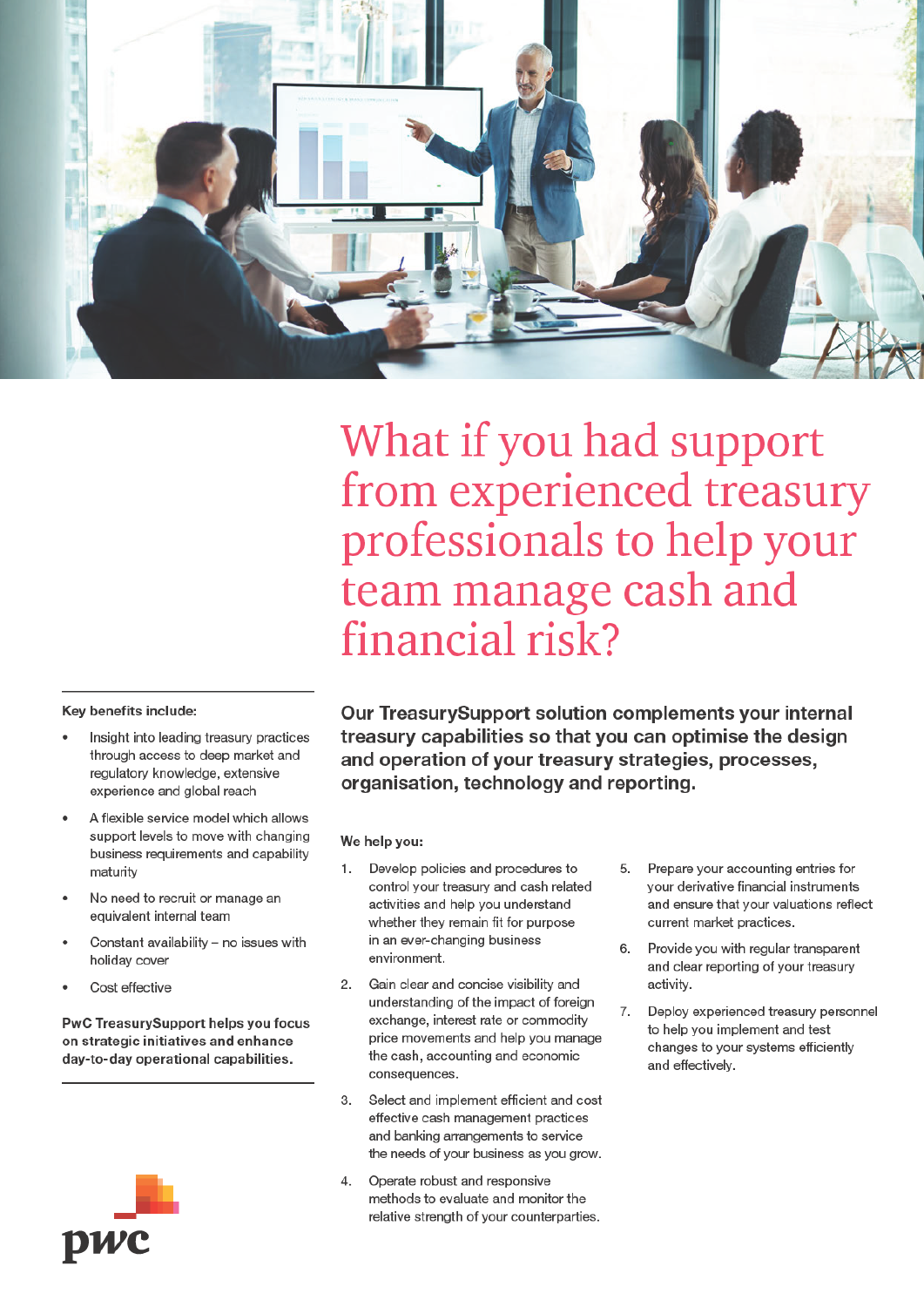# What if you had support from experienced treasury professionals to help your team manage cash and financial risk?

**Our TreasurySupport solution complements your internal treasury capabilities so that you can optimise the design and operation of your treasury strategies, processes, organisation, technology and reporting.**

**We help you:**

1. Develop policies and procedures to control your treasury and cash related activities and help you understand whether they remain fit for purpose in an ever-changing business environment.
2. Gain clear and concise visibility and understanding of the impact of foreign exchange, interest rate or commodity price movements and help you manage the cash, accounting and economic consequences.
3. Select and implement efficient and cost effective cash management practices and banking arrangements to service the needs of your business as you grow.
4. Operate robust and responsive methods to evaluate and monitor the relative strength of your counterparties.
5. Prepare your accounting entries for your derivative financial instruments and ensure that your valuations reflect current market practices.
6. Provide you with regular transparent and clear reporting of your treasury activity.
7. Deploy experienced treasury personnel to help you implement and test changes to your systems efficiently and effectively.

**Key benefits include:**

- Insight into leading treasury practices through access to deep market and regulatory knowledge, extensive experience and global reach
- A flexible service model which allows support levels to move with changing business requirements and capability maturity
- No need to recruit or manage an equivalent internal team
- Constant availability – no issues with holiday cover
- Cost effective

**PwC TreasurySupport helps you focus on strategic initiatives and enhance day-to-day operational capabilities.**

pwc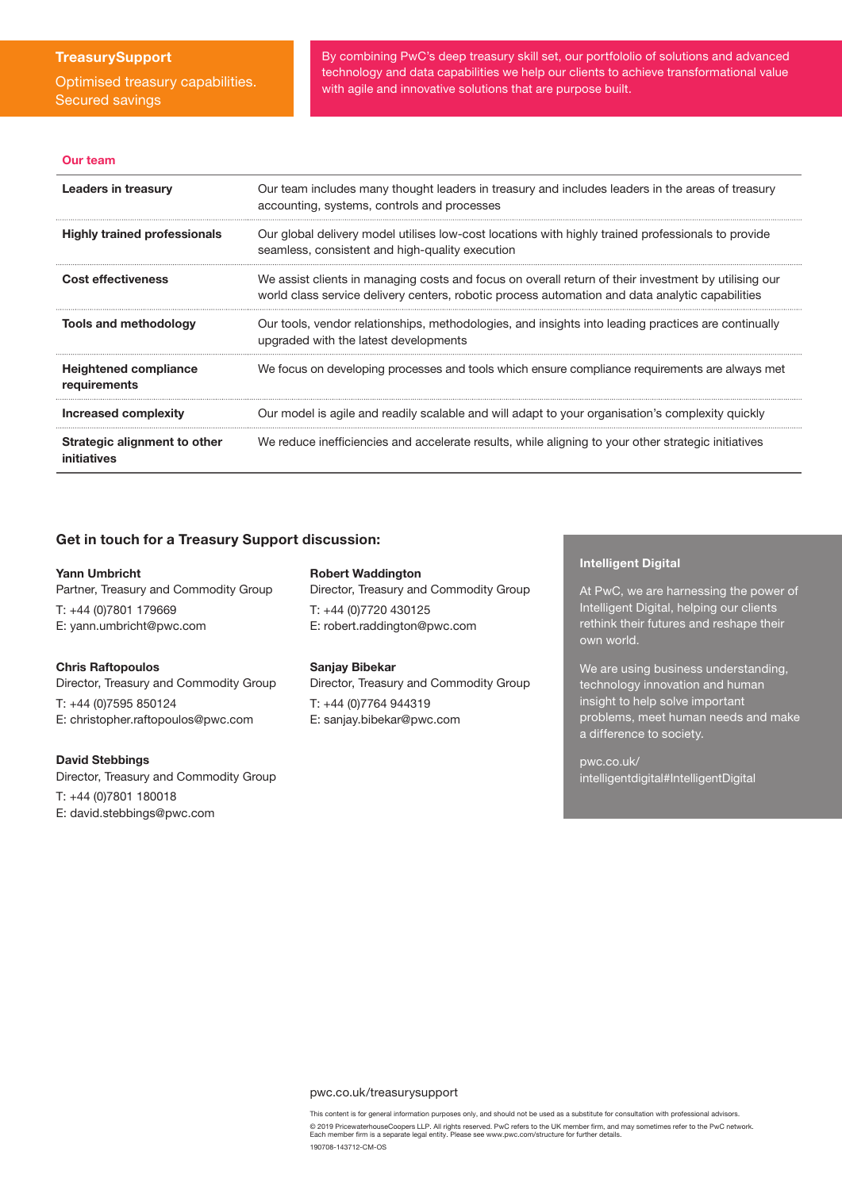**TreasurySupport**

Optimised treasury capabilities. Secured savings

By combining PwC's deep treasury skill set, our portfololio of solutions and advanced technology and data capabilities we help our clients to achieve transformational value with agile and innovative solutions that are purpose built.

## Our team

| | |
|---|---|
| **Leaders in treasury** | Our team includes many thought leaders in treasury and includes leaders in the areas of treasury accounting, systems, controls and processes |
| **Highly trained professionals** | Our global delivery model utilises low-cost locations with highly trained professionals to provide seamless, consistent and high-quality execution |
| **Cost effectiveness** | We assist clients in managing costs and focus on overall return of their investment by utilising our world class service delivery centers, robotic process automation and data analytic capabilities |
| **Tools and methodology** | Our tools, vendor relationships, methodologies, and insights into leading practices are continually upgraded with the latest developments |
| **Heightened compliance requirements** | We focus on developing processes and tools which ensure compliance requirements are always met |
| **Increased complexity** | Our model is agile and readily scalable and will adapt to your organisation's complexity quickly |
| **Strategic alignment to other initiatives** | We reduce inefficiencies and accelerate results, while aligning to your other strategic initiatives |

## Get in touch for a Treasury Support discussion:

**Yann Umbricht**
Partner, Treasury and Commodity Group
T: +44 (0)7801 179669
E: yann.umbricht@pwc.com

**Chris Raftopoulos**
Director, Treasury and Commodity Group
T: +44 (0)7595 850124
E: christopher.raftopoulos@pwc.com

**David Stebbings**
Director, Treasury and Commodity Group
T: +44 (0)7801 180018
E: david.stebbings@pwc.com

**Robert Waddington**
Director, Treasury and Commodity Group
T: +44 (0)7720 430125
E: robert.raddington@pwc.com

**Sanjay Bibekar**
Director, Treasury and Commodity Group
T: +44 (0)7764 944319
E: sanjay.bibekar@pwc.com

**Intelligent Digital**

At PwC, we are harnessing the power of Intelligent Digital, helping our clients rethink their futures and reshape their own world.

We are using business understanding, technology innovation and human insight to help solve important problems, meet human needs and make a difference to society.

pwc.co.uk/intelligentdigital#IntelligentDigital

pwc.co.uk/treasurysupport

This content is for general information purposes only, and should not be used as a substitute for consultation with professional advisors.

© 2019 PricewaterhouseCoopers LLP. All rights reserved. PwC refers to the UK member firm, and may sometimes refer to the PwC network. Each member firm is a separate legal entity. Please see www.pwc.com/structure for further details.

190708-143712-CM-OS